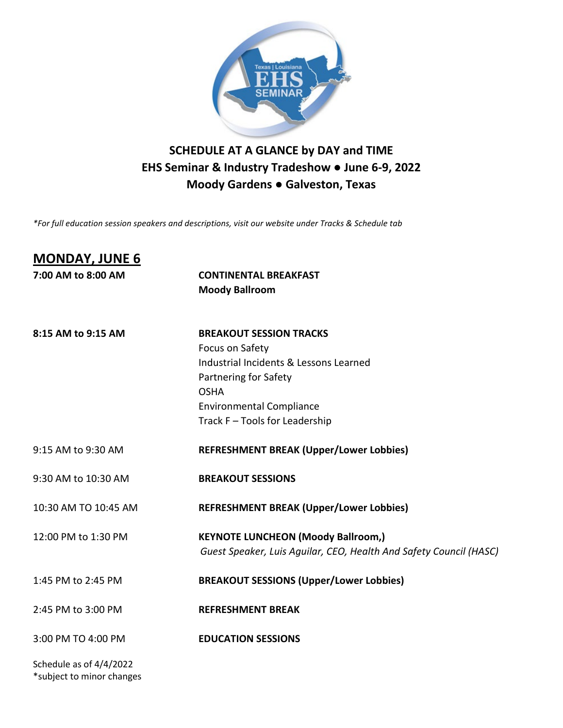# SCHEDULE AT A GLANCE by DAY and TIME

## EHS Seminar & Industry Tradeshow ● June 6-9, 2022

## Moody Gardens ● Galveston, Texas

*\*For full education session speakers and descriptions, visit our website under Tracks & Schedule tab*

## MONDAY, JUNE 6

**7:00 AM to 8:00 AM** — **CONTINENTAL BREAKFAST**
**Moody Ballroom**

**8:15 AM to 9:15 AM** — **BREAKOUT SESSION TRACKS**
Focus on Safety
Industrial Incidents & Lessons Learned
Partnering for Safety
OSHA
Environmental Compliance
Track F – Tools for Leadership

9:15 AM to 9:30 AM — **REFRESHMENT BREAK (Upper/Lower Lobbies)**

9:30 AM to 10:30 AM — **BREAKOUT SESSIONS**

10:30 AM TO 10:45 AM — **REFRESHMENT BREAK (Upper/Lower Lobbies)**

12:00 PM to 1:30 PM — **KEYNOTE LUNCHEON (Moody Ballroom,)**
*Guest Speaker, Luis Aguilar, CEO, Health And Safety Council (HASC)*

1:45 PM to 2:45 PM — **BREAKOUT SESSIONS (Upper/Lower Lobbies)**

2:45 PM to 3:00 PM — **REFRESHMENT BREAK**

3:00 PM TO 4:00 PM — **EDUCATION SESSIONS**

Schedule as of 4/4/2022
\*subject to minor changes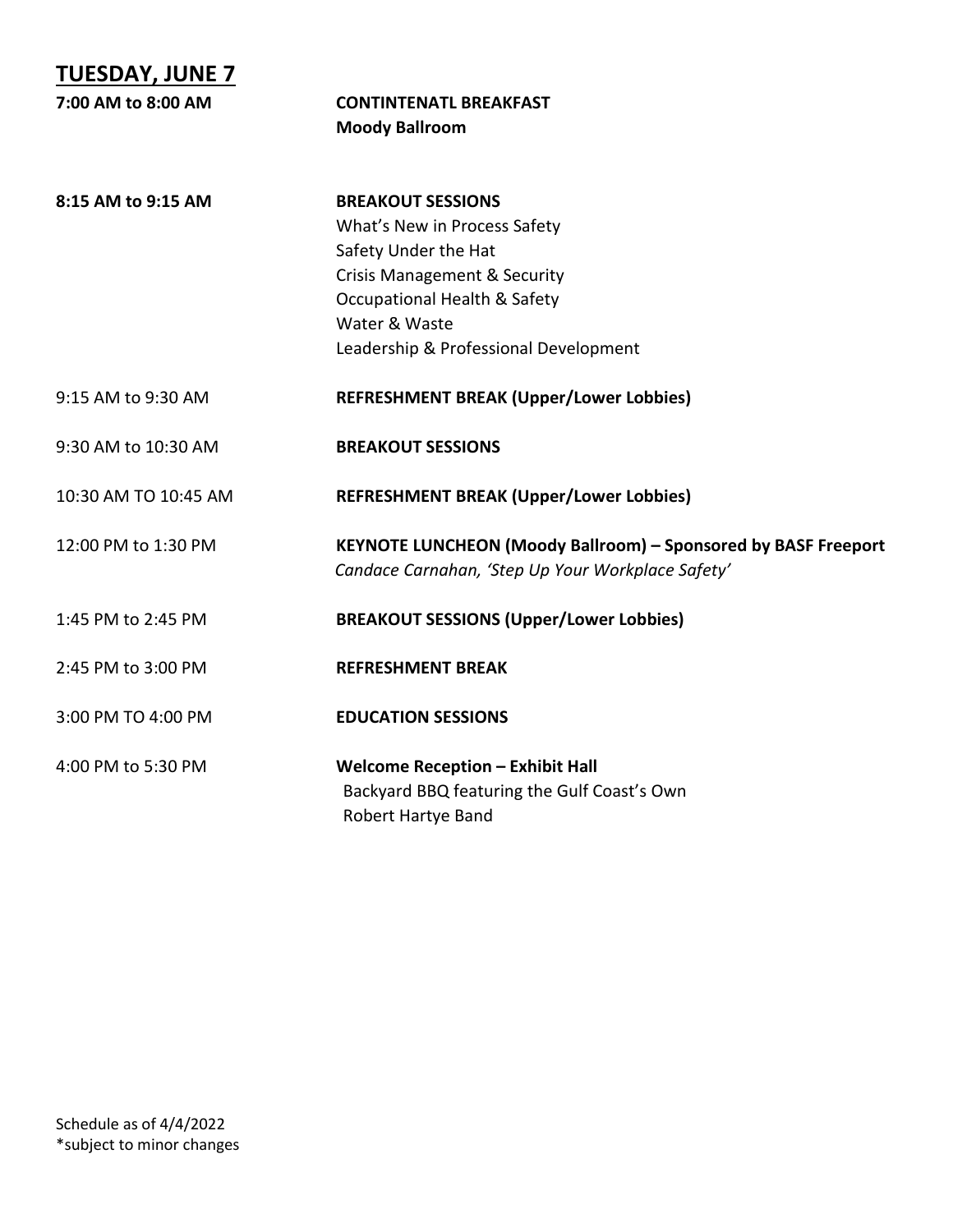## TUESDAY, JUNE 7

| | |
|---|---|
| **7:00 AM to 8:00 AM** | **CONTINTENATL BREAKFAST**<br>**Moody Ballroom** |
| **8:15 AM to 9:15 AM** | **BREAKOUT SESSIONS**<br>What's New in Process Safety<br>Safety Under the Hat<br>Crisis Management & Security<br>Occupational Health & Safety<br>Water & Waste<br>Leadership & Professional Development |
| 9:15 AM to 9:30 AM | **REFRESHMENT BREAK (Upper/Lower Lobbies)** |
| 9:30 AM to 10:30 AM | **BREAKOUT SESSIONS** |
| 10:30 AM TO 10:45 AM | **REFRESHMENT BREAK (Upper/Lower Lobbies)** |
| 12:00 PM to 1:30 PM | **KEYNOTE LUNCHEON (Moody Ballroom) – Sponsored by BASF Freeport**<br>*Candace Carnahan, 'Step Up Your Workplace Safety'* |
| 1:45 PM to 2:45 PM | **BREAKOUT SESSIONS (Upper/Lower Lobbies)** |
| 2:45 PM to 3:00 PM | **REFRESHMENT BREAK** |
| 3:00 PM TO 4:00 PM | **EDUCATION SESSIONS** |
| 4:00 PM to 5:30 PM | **Welcome Reception – Exhibit Hall**<br>Backyard BBQ featuring the Gulf Coast's Own<br>Robert Hartye Band |

Schedule as of 4/4/2022
*subject to minor changes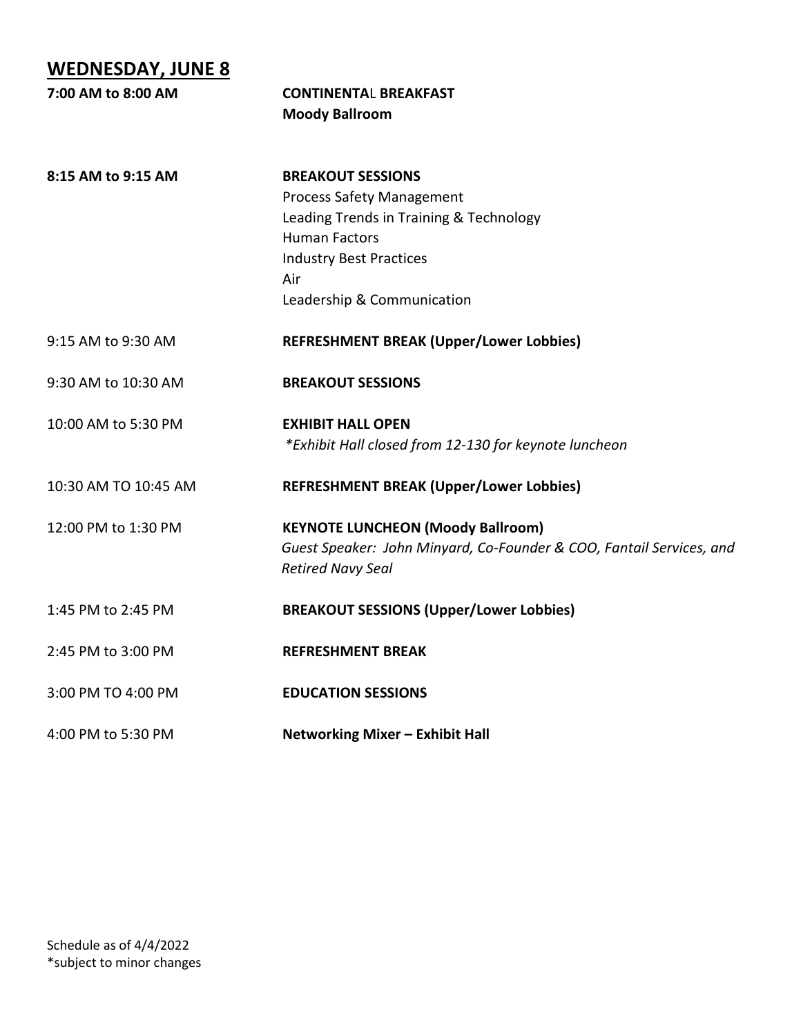## WEDNESDAY, JUNE 8

| | |
|---|---|
| **7:00 AM to 8:00 AM** | **CONTINENTAL BREAKFAST**<br>**Moody Ballroom** |
| **8:15 AM to 9:15 AM** | **BREAKOUT SESSIONS**<br>Process Safety Management<br>Leading Trends in Training & Technology<br>Human Factors<br>Industry Best Practices<br>Air<br>Leadership & Communication |
| 9:15 AM to 9:30 AM | **REFRESHMENT BREAK (Upper/Lower Lobbies)** |
| 9:30 AM to 10:30 AM | **BREAKOUT SESSIONS** |
| 10:00 AM to 5:30 PM | **EXHIBIT HALL OPEN**<br>*\*Exhibit Hall closed from 12-130 for keynote luncheon* |
| 10:30 AM TO 10:45 AM | **REFRESHMENT BREAK (Upper/Lower Lobbies)** |
| 12:00 PM to 1:30 PM | **KEYNOTE LUNCHEON (Moody Ballroom)**<br>*Guest Speaker: John Minyard, Co-Founder & COO, Fantail Services, and Retired Navy Seal* |
| 1:45 PM to 2:45 PM | **BREAKOUT SESSIONS (Upper/Lower Lobbies)** |
| 2:45 PM to 3:00 PM | **REFRESHMENT BREAK** |
| 3:00 PM TO 4:00 PM | **EDUCATION SESSIONS** |
| 4:00 PM to 5:30 PM | **Networking Mixer – Exhibit Hall** |

Schedule as of 4/4/2022
*subject to minor changes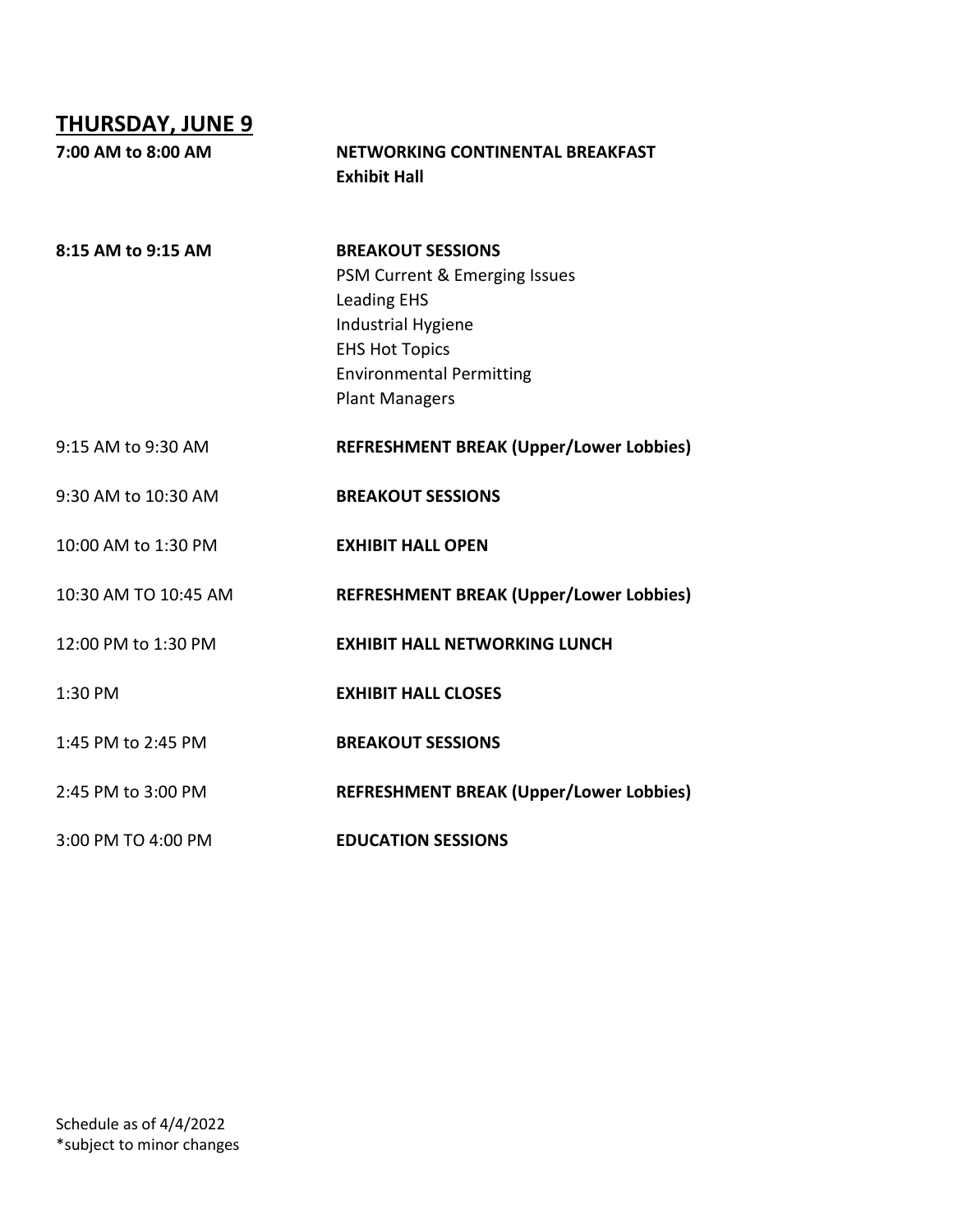## THURSDAY, JUNE 9

| | |
|---|---|
| **7:00 AM to 8:00 AM** | **NETWORKING CONTINENTAL BREAKFAST**<br>**Exhibit Hall** |
| **8:15 AM to 9:15 AM** | **BREAKOUT SESSIONS**<br>PSM Current & Emerging Issues<br>Leading EHS<br>Industrial Hygiene<br>EHS Hot Topics<br>Environmental Permitting<br>Plant Managers |
| 9:15 AM to 9:30 AM | **REFRESHMENT BREAK (Upper/Lower Lobbies)** |
| 9:30 AM to 10:30 AM | **BREAKOUT SESSIONS** |
| 10:00 AM to 1:30 PM | **EXHIBIT HALL OPEN** |
| 10:30 AM TO 10:45 AM | **REFRESHMENT BREAK (Upper/Lower Lobbies)** |
| 12:00 PM to 1:30 PM | **EXHIBIT HALL NETWORKING LUNCH** |
| 1:30 PM | **EXHIBIT HALL CLOSES** |
| 1:45 PM to 2:45 PM | **BREAKOUT SESSIONS** |
| 2:45 PM to 3:00 PM | **REFRESHMENT BREAK (Upper/Lower Lobbies)** |
| 3:00 PM TO 4:00 PM | **EDUCATION SESSIONS** |

Schedule as of 4/4/2022
*subject to minor changes